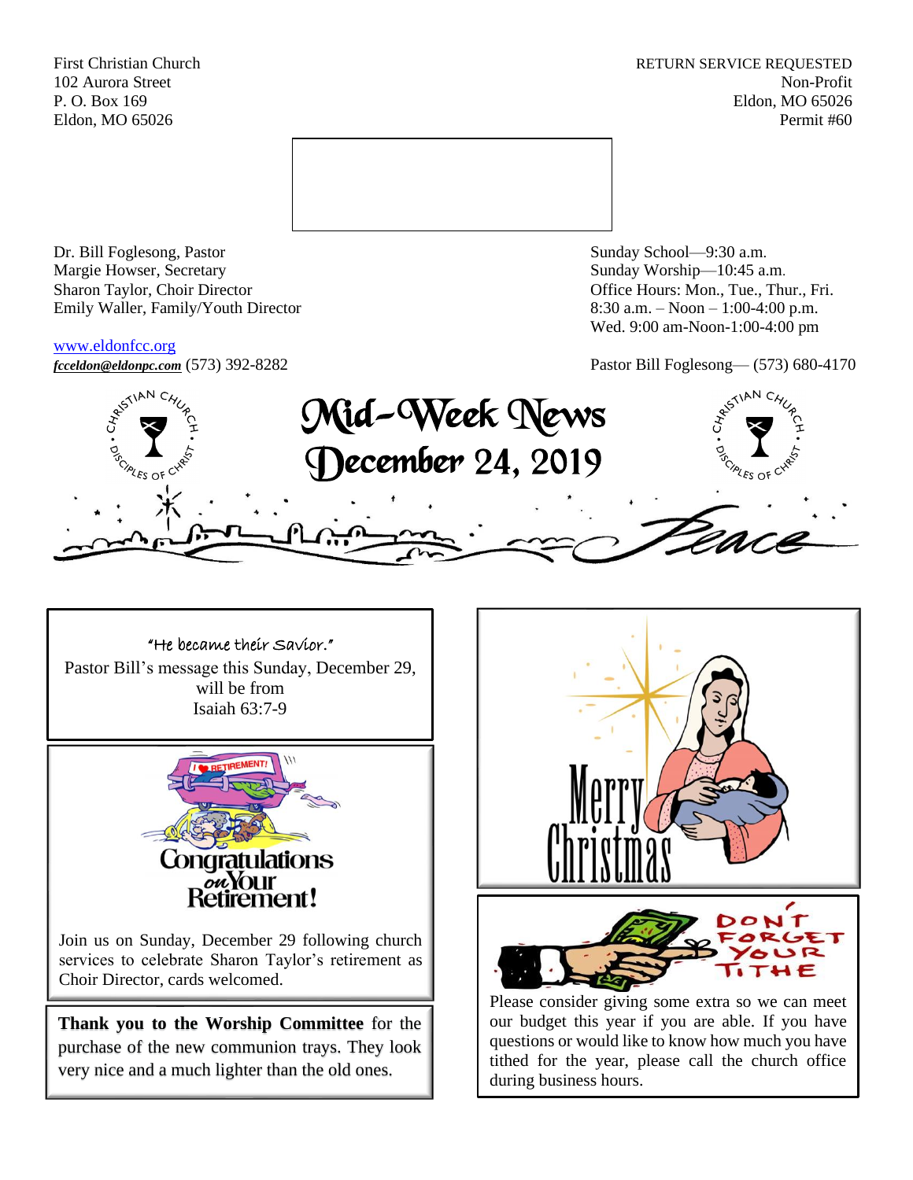First Christian Church
102 Aurora Street
P. O. Box 169
Eldon, MO 65026

RETURN SERVICE REQUESTED
Non-Profit
Eldon, MO 65026
Permit #60

Dr. Bill Foglesong, Pastor
Margie Howser, Secretary
Sharon Taylor, Choir Director
Emily Waller, Family/Youth Director

www.eldonfcc.org
***fcceldon@eldonpc.com*** (573) 392-8282

Sunday School—9:30 a.m.
Sunday Worship—10:45 a.m.
Office Hours: Mon., Tue., Thur., Fri.
8:30 a.m. – Noon – 1:00-4:00 p.m.
Wed. 9:00 am-Noon-1:00-4:00 pm

Pastor Bill Foglesong— (573) 680-4170

# Mid-Week News
# December 24, 2019

Peace

"He became their Savior."
Pastor Bill's message this Sunday, December 29, will be from
Isaiah 63:7-9

Congratulations on Your Retirement!

Join us on Sunday, December 29 following church services to celebrate Sharon Taylor's retirement as Choir Director, cards welcomed.

**Thank you to the Worship Committee** for the purchase of the new communion trays. They look very nice and a much lighter than the old ones.

Merry Christmas

DON'T FORGET YOUR TITHE

Please consider giving some extra so we can meet our budget this year if you are able. If you have questions or would like to know how much you have tithed for the year, please call the church office during business hours.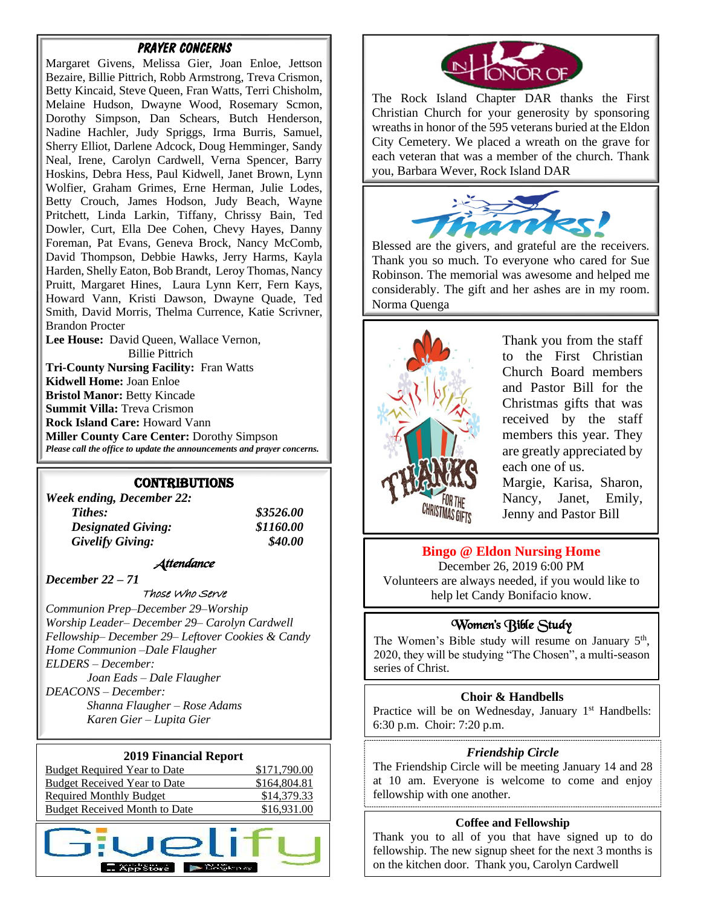## PRAYER CONCERNS

Margaret Givens, Melissa Gier, Joan Enloe, Jettson Bezaire, Billie Pittrich, Robb Armstrong, Treva Crismon, Betty Kincaid, Steve Queen, Fran Watts, Terri Chisholm, Melaine Hudson, Dwayne Wood, Rosemary Scmon, Dorothy Simpson, Dan Schears, Butch Henderson, Nadine Hachler, Judy Spriggs, Irma Burris, Samuel, Sherry Elliot, Darlene Adcock, Doug Hemminger, Sandy Neal, Irene, Carolyn Cardwell, Verna Spencer, Barry Hoskins, Debra Hess, Paul Kidwell, Janet Brown, Lynn Wolfier, Graham Grimes, Erne Herman, Julie Lodes, Betty Crouch, James Hodson, Judy Beach, Wayne Pritchett, Linda Larkin, Tiffany, Chrissy Bain, Ted Dowler, Curt, Ella Dee Cohen, Chevy Hayes, Danny Foreman, Pat Evans, Geneva Brock, Nancy McComb, David Thompson, Debbie Hawks, Jerry Harms, Kayla Harden, Shelly Eaton, Bob Brandt, Leroy Thomas, Nancy Pruitt, Margaret Hines, Laura Lynn Kerr, Fern Kays, Howard Vann, Kristi Dawson, Dwayne Quade, Ted Smith, David Morris, Thelma Currence, Katie Scrivner, Brandon Procter

**Lee House:** David Queen, Wallace Vernon, Billie Pittrich
**Tri-County Nursing Facility:** Fran Watts
**Kidwell Home:** Joan Enloe
**Bristol Manor:** Betty Kincade
**Summit Villa:** Treva Crismon
**Rock Island Care:** Howard Vann
**Miller County Care Center:** Dorothy Simpson

***Please call the office to update the announcements and prayer concerns.***

## CONTRIBUTIONS

***Week ending, December 22:***

| | |
|---|---|
| ***Tithes:*** | ***$3526.00*** |
| ***Designated Giving:*** | ***$1160.00*** |
| ***Givelify Giving:*** | ***$40.00*** |

### *Attendance*

***December 22 – 71***

*Those Who Serve*

*Communion Prep–December 29–Worship*
*Worship Leader– December 29– Carolyn Cardwell*
*Fellowship– December 29– Leftover Cookies & Candy*
*Home Communion –Dale Flaugher*
*ELDERS – December:*
*Joan Eads – Dale Flaugher*
*DEACONS – December:*
*Shanna Flaugher – Rose Adams*
*Karen Gier – Lupita Gier*

### 2019 Financial Report

| | |
|---|---|
| Budget Required Year to Date | $171,790.00 |
| Budget Received Year to Date | $164,804.81 |
| Required Monthly Budget | $14,379.33 |
| Budget Received Month to Date | $16,931.00 |

Givelify

## IN HONOR OF

The Rock Island Chapter DAR thanks the First Christian Church for your generosity by sponsoring wreaths in honor of the 595 veterans buried at the Eldon City Cemetery. We placed a wreath on the grave for each veteran that was a member of the church. Thank you, Barbara Wever, Rock Island DAR

## Thanks!

Blessed are the givers, and grateful are the receivers. Thank you so much. To everyone who cared for Sue Robinson. The memorial was awesome and helped me considerably. The gift and her ashes are in my room. Norma Quenga

THANKS FOR THE CHRISTMAS GIFTS

Thank you from the staff to the First Christian Church Board members and Pastor Bill for the Christmas gifts that was received by the staff members this year. They are greatly appreciated by each one of us.
Margie, Karisa, Sharon, Nancy, Janet, Emily, Jenny and Pastor Bill

## Bingo @ Eldon Nursing Home

December 26, 2019 6:00 PM
Volunteers are always needed, if you would like to help let Candy Bonifacio know.

## Women's Bible Study

The Women's Bible study will resume on January 5th, 2020, they will be studying "The Chosen", a multi-season series of Christ.

## Choir & Handbells

Practice will be on Wednesday, January 1st Handbells: 6:30 p.m. Choir: 7:20 p.m.

## *Friendship Circle*

The Friendship Circle will be meeting January 14 and 28 at 10 am. Everyone is welcome to come and enjoy fellowship with one another.

## Coffee and Fellowship

Thank you to all of you that have signed up to do fellowship. The new signup sheet for the next 3 months is on the kitchen door. Thank you, Carolyn Cardwell